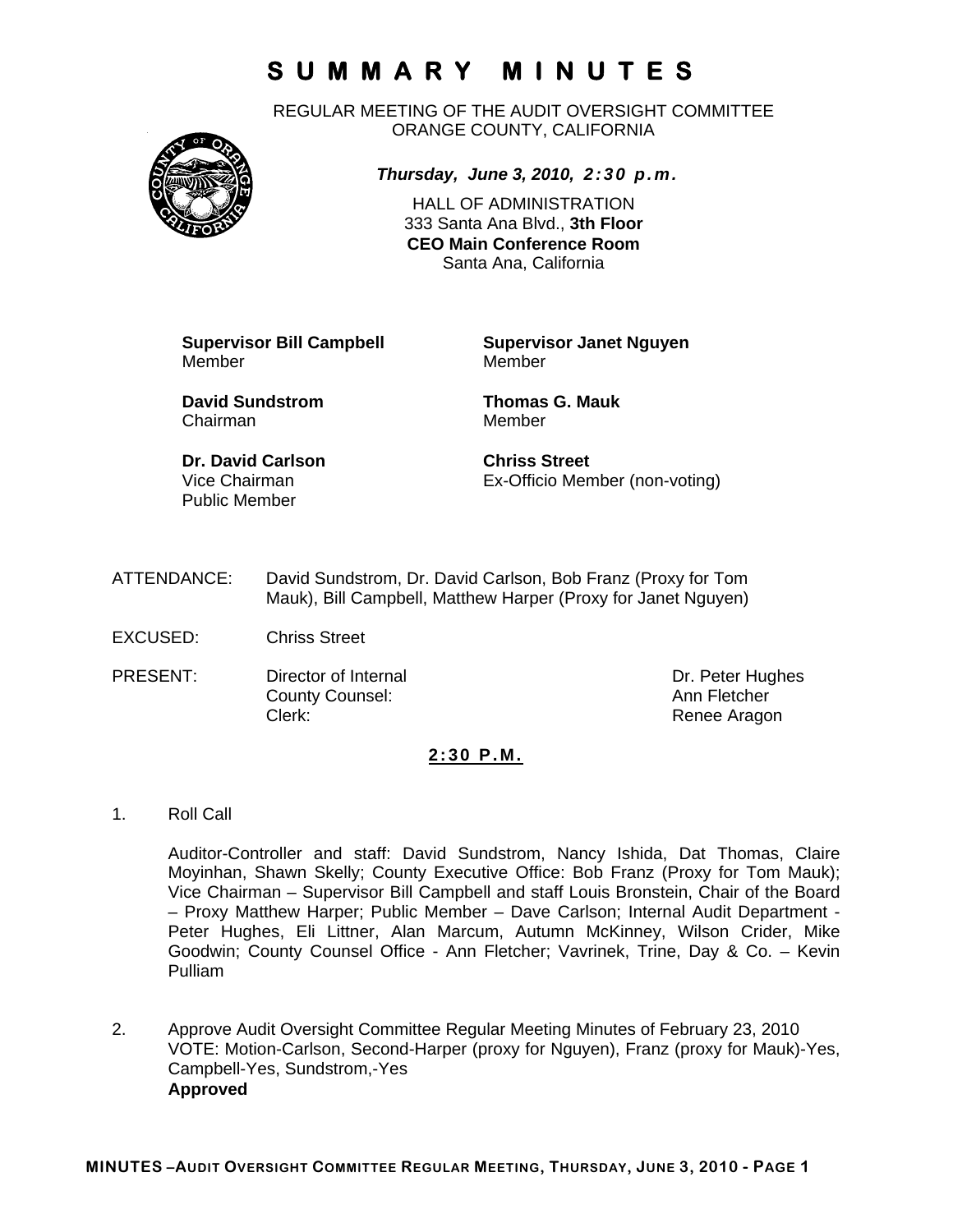# S U M M A R Y   M I N U T E S

REGULAR MEETING OF THE AUDIT OVERSIGHT COMMITTEE
ORANGE COUNTY, CALIFORNIA

***Thursday, June 3, 2010, 2:30 p.m.***

HALL OF ADMINISTRATION
333 Santa Ana Blvd., **3th Floor**
**CEO Main Conference Room**
Santa Ana, California

**Supervisor Bill Campbell**
Member

**Supervisor Janet Nguyen**
Member

**David Sundstrom**
Chairman

**Thomas G. Mauk**
Member

**Dr. David Carlson**
Vice Chairman
Public Member

**Chriss Street**
Ex-Officio Member (non-voting)

ATTENDANCE: David Sundstrom, Dr. David Carlson, Bob Franz (Proxy for Tom Mauk), Bill Campbell, Matthew Harper (Proxy for Janet Nguyen)

EXCUSED: Chriss Street

PRESENT:

| | |
|---|---|
| Director of Internal | Dr. Peter Hughes |
| County Counsel: | Ann Fletcher |
| Clerk: | Renee Aragon |

**2:30 P.M.**

1. Roll Call

   Auditor-Controller and staff: David Sundstrom, Nancy Ishida, Dat Thomas, Claire Moyinhan, Shawn Skelly; County Executive Office: Bob Franz (Proxy for Tom Mauk); Vice Chairman – Supervisor Bill Campbell and staff Louis Bronstein, Chair of the Board – Proxy Matthew Harper; Public Member – Dave Carlson; Internal Audit Department - Peter Hughes, Eli Littner, Alan Marcum, Autumn McKinney, Wilson Crider, Mike Goodwin; County Counsel Office - Ann Fletcher; Vavrinek, Trine, Day & Co. – Kevin Pulliam

2. Approve Audit Oversight Committee Regular Meeting Minutes of February 23, 2010
   VOTE: Motion-Carlson, Second-Harper (proxy for Nguyen), Franz (proxy for Mauk)-Yes, Campbell-Yes, Sundstrom,-Yes
   **Approved**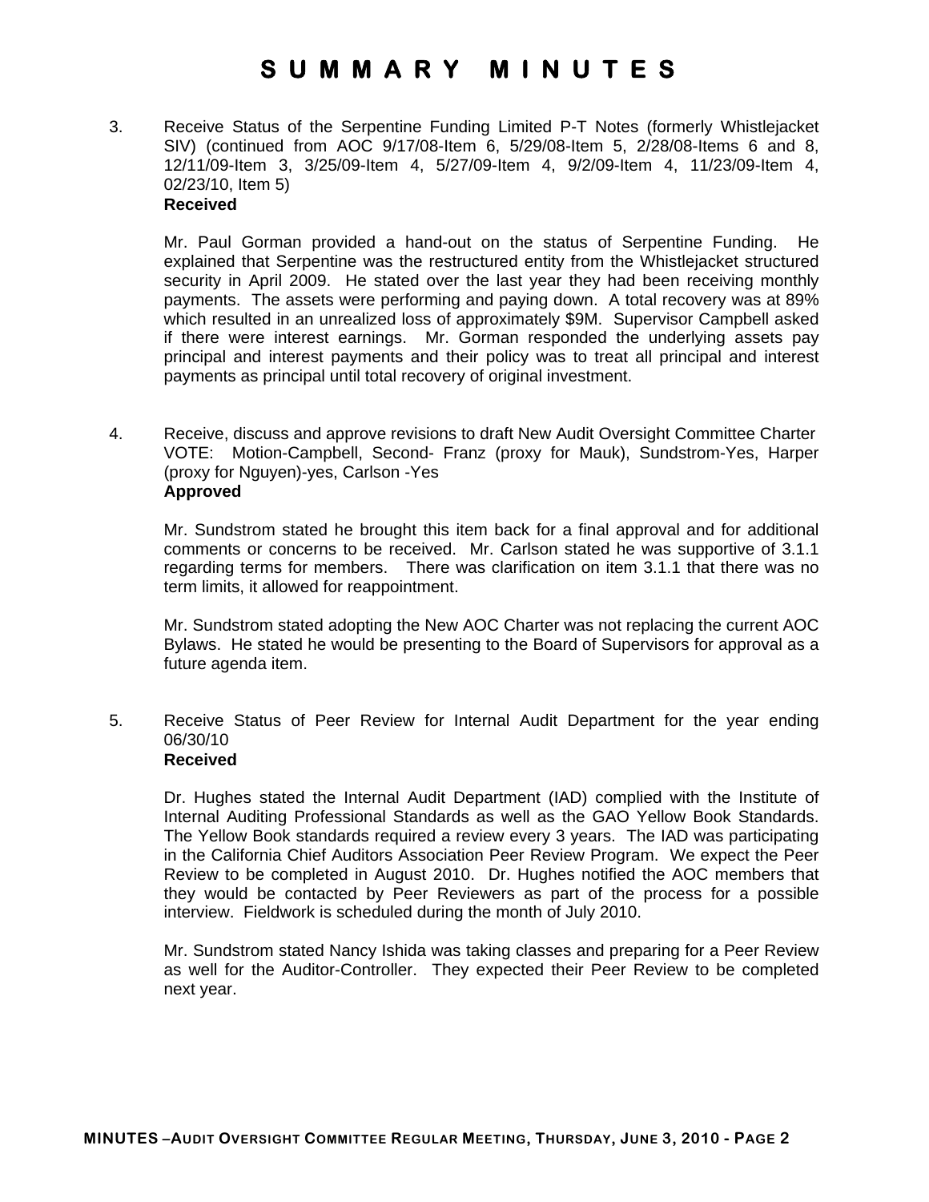# SUMMARY MINUTES

3. Receive Status of the Serpentine Funding Limited P-T Notes (formerly Whistlejacket SIV) (continued from AOC 9/17/08-Item 6, 5/29/08-Item 5, 2/28/08-Items 6 and 8, 12/11/09-Item 3, 3/25/09-Item 4, 5/27/09-Item 4, 9/2/09-Item 4, 11/23/09-Item 4, 02/23/10, Item 5)
   **Received**

   Mr. Paul Gorman provided a hand-out on the status of Serpentine Funding. He explained that Serpentine was the restructured entity from the Whistlejacket structured security in April 2009. He stated over the last year they had been receiving monthly payments. The assets were performing and paying down. A total recovery was at 89% which resulted in an unrealized loss of approximately $9M. Supervisor Campbell asked if there were interest earnings. Mr. Gorman responded the underlying assets pay principal and interest payments and their policy was to treat all principal and interest payments as principal until total recovery of original investment.

4. Receive, discuss and approve revisions to draft New Audit Oversight Committee Charter
   VOTE: Motion-Campbell, Second- Franz (proxy for Mauk), Sundstrom-Yes, Harper (proxy for Nguyen)-yes, Carlson -Yes
   **Approved**

   Mr. Sundstrom stated he brought this item back for a final approval and for additional comments or concerns to be received. Mr. Carlson stated he was supportive of 3.1.1 regarding terms for members. There was clarification on item 3.1.1 that there was no term limits, it allowed for reappointment.

   Mr. Sundstrom stated adopting the New AOC Charter was not replacing the current AOC Bylaws. He stated he would be presenting to the Board of Supervisors for approval as a future agenda item.

5. Receive Status of Peer Review for Internal Audit Department for the year ending 06/30/10
   **Received**

   Dr. Hughes stated the Internal Audit Department (IAD) complied with the Institute of Internal Auditing Professional Standards as well as the GAO Yellow Book Standards. The Yellow Book standards required a review every 3 years. The IAD was participating in the California Chief Auditors Association Peer Review Program. We expect the Peer Review to be completed in August 2010. Dr. Hughes notified the AOC members that they would be contacted by Peer Reviewers as part of the process for a possible interview. Fieldwork is scheduled during the month of July 2010.

   Mr. Sundstrom stated Nancy Ishida was taking classes and preparing for a Peer Review as well for the Auditor-Controller. They expected their Peer Review to be completed next year.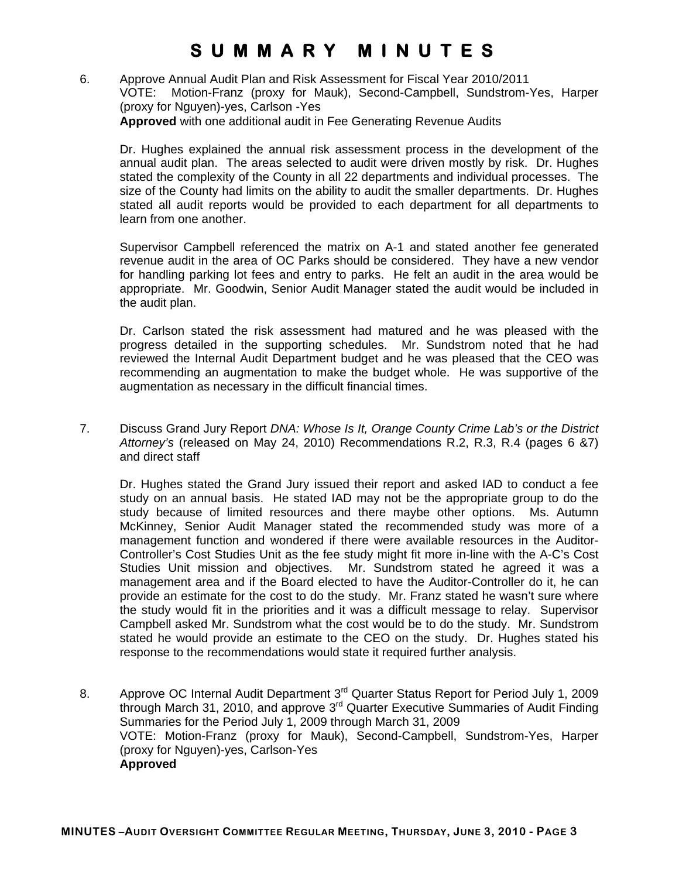# SUMMARY MINUTES

6. Approve Annual Audit Plan and Risk Assessment for Fiscal Year 2010/2011
   VOTE: Motion-Franz (proxy for Mauk), Second-Campbell, Sundstrom-Yes, Harper (proxy for Nguyen)-yes, Carlson -Yes
   **Approved** with one additional audit in Fee Generating Revenue Audits

   Dr. Hughes explained the annual risk assessment process in the development of the annual audit plan. The areas selected to audit were driven mostly by risk. Dr. Hughes stated the complexity of the County in all 22 departments and individual processes. The size of the County had limits on the ability to audit the smaller departments. Dr. Hughes stated all audit reports would be provided to each department for all departments to learn from one another.

   Supervisor Campbell referenced the matrix on A-1 and stated another fee generated revenue audit in the area of OC Parks should be considered. They have a new vendor for handling parking lot fees and entry to parks. He felt an audit in the area would be appropriate. Mr. Goodwin, Senior Audit Manager stated the audit would be included in the audit plan.

   Dr. Carlson stated the risk assessment had matured and he was pleased with the progress detailed in the supporting schedules. Mr. Sundstrom noted that he had reviewed the Internal Audit Department budget and he was pleased that the CEO was recommending an augmentation to make the budget whole. He was supportive of the augmentation as necessary in the difficult financial times.

7. Discuss Grand Jury Report *DNA: Whose Is It, Orange County Crime Lab's or the District Attorney's* (released on May 24, 2010) Recommendations R.2, R.3, R.4 (pages 6 &7) and direct staff

   Dr. Hughes stated the Grand Jury issued their report and asked IAD to conduct a fee study on an annual basis. He stated IAD may not be the appropriate group to do the study because of limited resources and there maybe other options. Ms. Autumn McKinney, Senior Audit Manager stated the recommended study was more of a management function and wondered if there were available resources in the Auditor-Controller's Cost Studies Unit as the fee study might fit more in-line with the A-C's Cost Studies Unit mission and objectives. Mr. Sundstrom stated he agreed it was a management area and if the Board elected to have the Auditor-Controller do it, he can provide an estimate for the cost to do the study. Mr. Franz stated he wasn't sure where the study would fit in the priorities and it was a difficult message to relay. Supervisor Campbell asked Mr. Sundstrom what the cost would be to do the study. Mr. Sundstrom stated he would provide an estimate to the CEO on the study. Dr. Hughes stated his response to the recommendations would state it required further analysis.

8. Approve OC Internal Audit Department 3rd Quarter Status Report for Period July 1, 2009 through March 31, 2010, and approve 3rd Quarter Executive Summaries of Audit Finding Summaries for the Period July 1, 2009 through March 31, 2009
   VOTE: Motion-Franz (proxy for Mauk), Second-Campbell, Sundstrom-Yes, Harper (proxy for Nguyen)-yes, Carlson-Yes
   **Approved**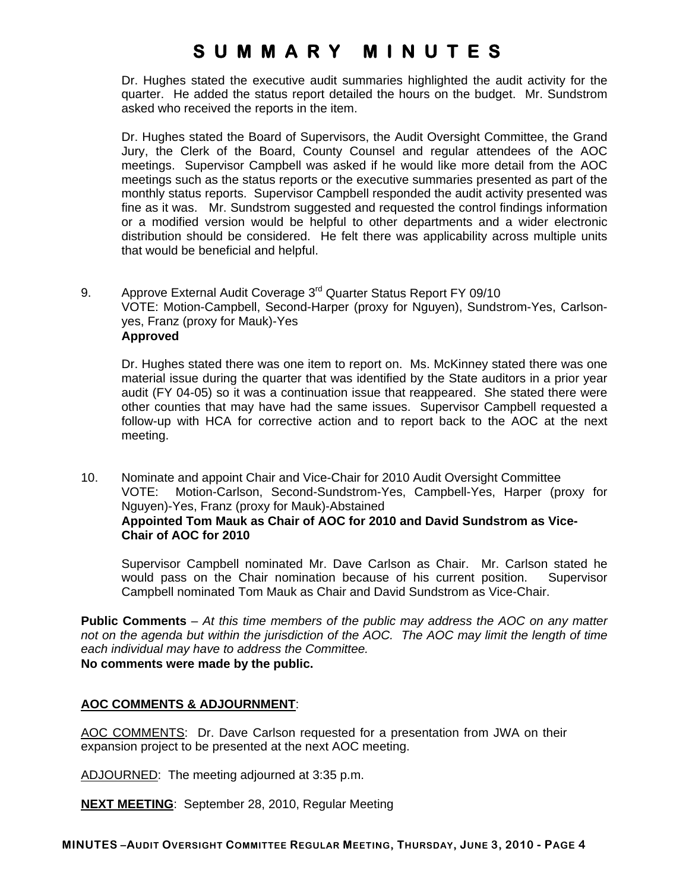Dr. Hughes stated the executive audit summaries highlighted the audit activity for the quarter. He added the status report detailed the hours on the budget. Mr. Sundstrom asked who received the reports in the item.

Dr. Hughes stated the Board of Supervisors, the Audit Oversight Committee, the Grand Jury, the Clerk of the Board, County Counsel and regular attendees of the AOC meetings. Supervisor Campbell was asked if he would like more detail from the AOC meetings such as the status reports or the executive summaries presented as part of the monthly status reports. Supervisor Campbell responded the audit activity presented was fine as it was. Mr. Sundstrom suggested and requested the control findings information or a modified version would be helpful to other departments and a wider electronic distribution should be considered. He felt there was applicability across multiple units that would be beneficial and helpful.

9. Approve External Audit Coverage 3rd Quarter Status Report FY 09/10
VOTE: Motion-Campbell, Second-Harper (proxy for Nguyen), Sundstrom-Yes, Carlson-yes, Franz (proxy for Mauk)-Yes
**Approved**

Dr. Hughes stated there was one item to report on. Ms. McKinney stated there was one material issue during the quarter that was identified by the State auditors in a prior year audit (FY 04-05) so it was a continuation issue that reappeared. She stated there were other counties that may have had the same issues. Supervisor Campbell requested a follow-up with HCA for corrective action and to report back to the AOC at the next meeting.

10. Nominate and appoint Chair and Vice-Chair for 2010 Audit Oversight Committee
VOTE: Motion-Carlson, Second-Sundstrom-Yes, Campbell-Yes, Harper (proxy for Nguyen)-Yes, Franz (proxy for Mauk)-Abstained
**Appointed Tom Mauk as Chair of AOC for 2010 and David Sundstrom as Vice-Chair of AOC for 2010**

Supervisor Campbell nominated Mr. Dave Carlson as Chair. Mr. Carlson stated he would pass on the Chair nomination because of his current position. Supervisor Campbell nominated Tom Mauk as Chair and David Sundstrom as Vice-Chair.

**Public Comments** – *At this time members of the public may address the AOC on any matter not on the agenda but within the jurisdiction of the AOC. The AOC may limit the length of time each individual may have to address the Committee.*
**No comments were made by the public.**

**AOC COMMENTS & ADJOURNMENT**:

AOC COMMENTS: Dr. Dave Carlson requested for a presentation from JWA on their expansion project to be presented at the next AOC meeting.

ADJOURNED: The meeting adjourned at 3:35 p.m.

**NEXT MEETING**: September 28, 2010, Regular Meeting